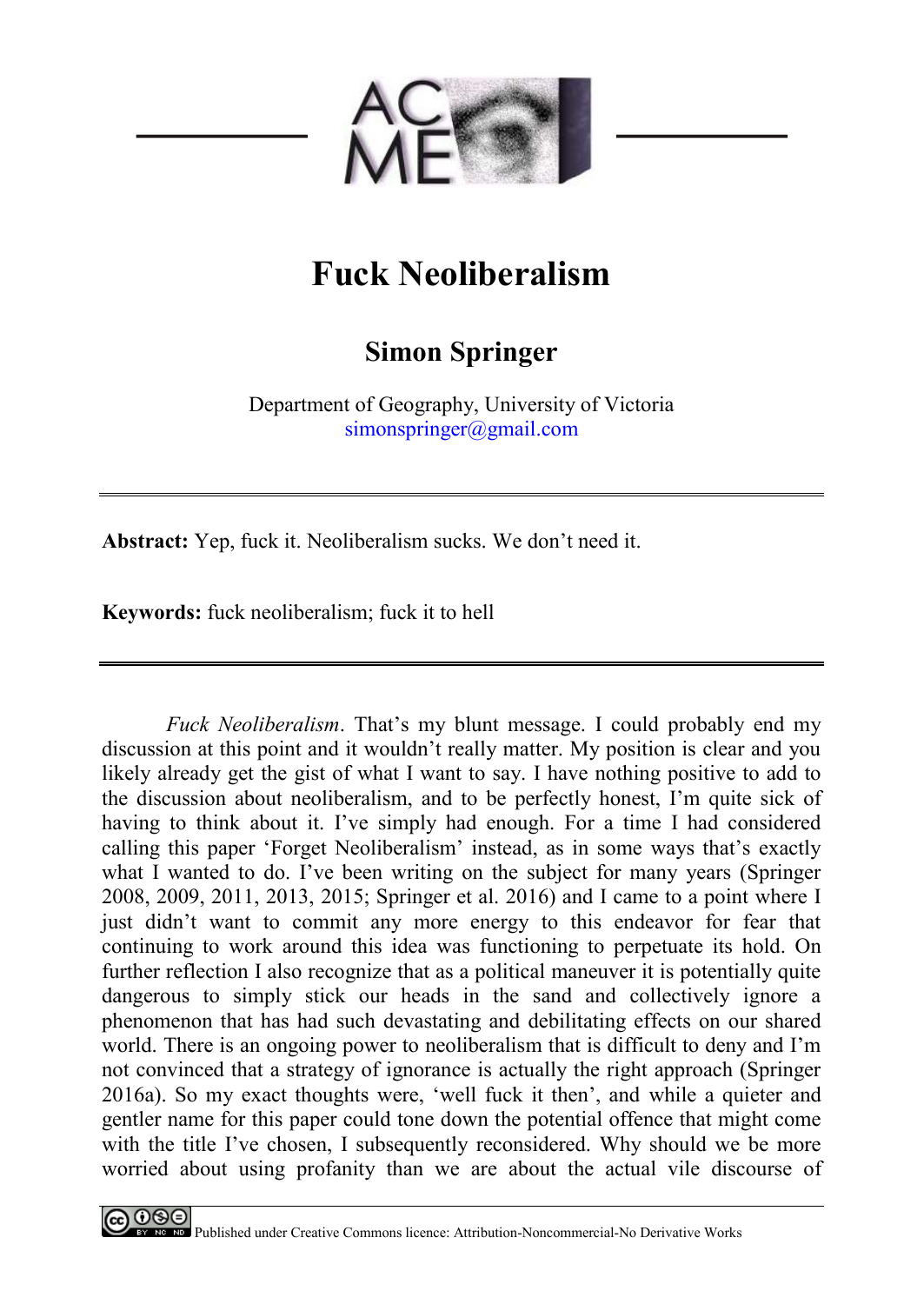# Fuck Neoliberalism

## Simon Springer

Department of Geography, University of Victoria
simonspringer@gmail.com

---

**Abstract:** Yep, fuck it. Neoliberalism sucks. We don't need it.

**Keywords:** fuck neoliberalism; fuck it to hell

---

*Fuck Neoliberalism*. That's my blunt message. I could probably end my discussion at this point and it wouldn't really matter. My position is clear and you likely already get the gist of what I want to say. I have nothing positive to add to the discussion about neoliberalism, and to be perfectly honest, I'm quite sick of having to think about it. I've simply had enough. For a time I had considered calling this paper 'Forget Neoliberalism' instead, as in some ways that's exactly what I wanted to do. I've been writing on the subject for many years (Springer 2008, 2009, 2011, 2013, 2015; Springer et al. 2016) and I came to a point where I just didn't want to commit any more energy to this endeavor for fear that continuing to work around this idea was functioning to perpetuate its hold. On further reflection I also recognize that as a political maneuver it is potentially quite dangerous to simply stick our heads in the sand and collectively ignore a phenomenon that has had such devastating and debilitating effects on our shared world. There is an ongoing power to neoliberalism that is difficult to deny and I'm not convinced that a strategy of ignorance is actually the right approach (Springer 2016a). So my exact thoughts were, 'well fuck it then', and while a quieter and gentler name for this paper could tone down the potential offence that might come with the title I've chosen, I subsequently reconsidered. Why should we be more worried about using profanity than we are about the actual vile discourse of

Published under Creative Commons licence: Attribution-Noncommercial-No Derivative Works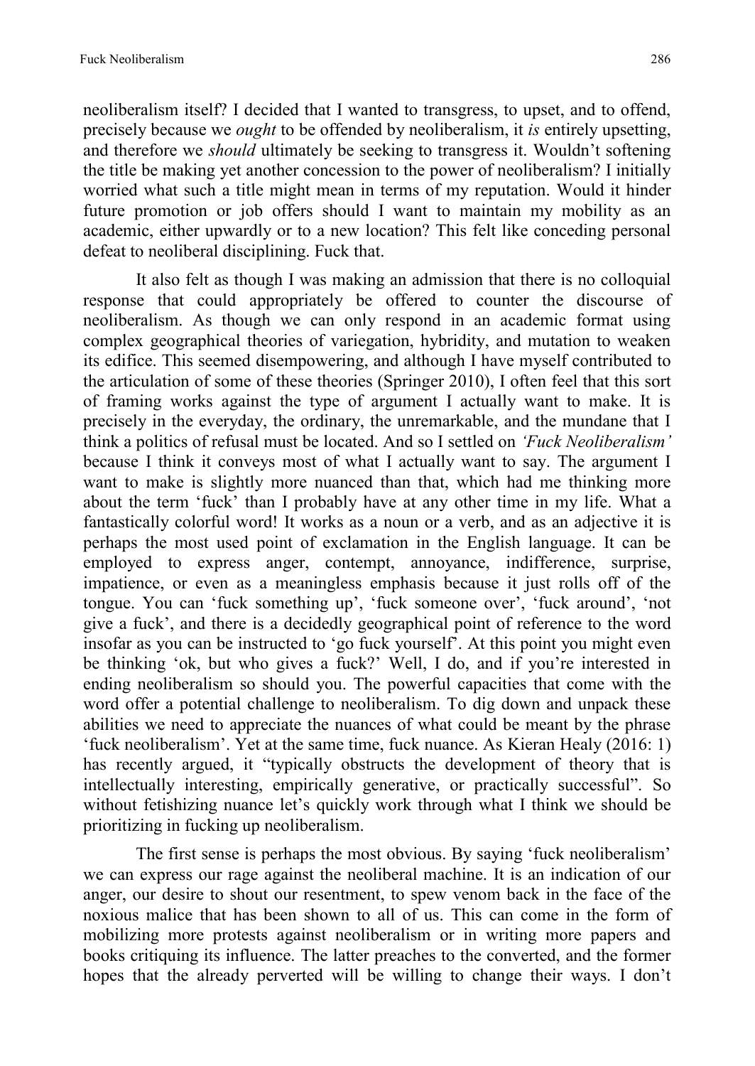neoliberalism itself? I decided that I wanted to transgress, to upset, and to offend, precisely because we *ought* to be offended by neoliberalism, it *is* entirely upsetting, and therefore we *should* ultimately be seeking to transgress it. Wouldn't softening the title be making yet another concession to the power of neoliberalism? I initially worried what such a title might mean in terms of my reputation. Would it hinder future promotion or job offers should I want to maintain my mobility as an academic, either upwardly or to a new location? This felt like conceding personal defeat to neoliberal disciplining. Fuck that.

It also felt as though I was making an admission that there is no colloquial response that could appropriately be offered to counter the discourse of neoliberalism. As though we can only respond in an academic format using complex geographical theories of variegation, hybridity, and mutation to weaken its edifice. This seemed disempowering, and although I have myself contributed to the articulation of some of these theories (Springer 2010), I often feel that this sort of framing works against the type of argument I actually want to make. It is precisely in the everyday, the ordinary, the unremarkable, and the mundane that I think a politics of refusal must be located. And so I settled on *'Fuck Neoliberalism'* because I think it conveys most of what I actually want to say. The argument I want to make is slightly more nuanced than that, which had me thinking more about the term 'fuck' than I probably have at any other time in my life. What a fantastically colorful word! It works as a noun or a verb, and as an adjective it is perhaps the most used point of exclamation in the English language. It can be employed to express anger, contempt, annoyance, indifference, surprise, impatience, or even as a meaningless emphasis because it just rolls off of the tongue. You can 'fuck something up', 'fuck someone over', 'fuck around', 'not give a fuck', and there is a decidedly geographical point of reference to the word insofar as you can be instructed to 'go fuck yourself'. At this point you might even be thinking 'ok, but who gives a fuck?' Well, I do, and if you're interested in ending neoliberalism so should you. The powerful capacities that come with the word offer a potential challenge to neoliberalism. To dig down and unpack these abilities we need to appreciate the nuances of what could be meant by the phrase 'fuck neoliberalism'. Yet at the same time, fuck nuance. As Kieran Healy (2016: 1) has recently argued, it "typically obstructs the development of theory that is intellectually interesting, empirically generative, or practically successful". So without fetishizing nuance let's quickly work through what I think we should be prioritizing in fucking up neoliberalism.

The first sense is perhaps the most obvious. By saying 'fuck neoliberalism' we can express our rage against the neoliberal machine. It is an indication of our anger, our desire to shout our resentment, to spew venom back in the face of the noxious malice that has been shown to all of us. This can come in the form of mobilizing more protests against neoliberalism or in writing more papers and books critiquing its influence. The latter preaches to the converted, and the former hopes that the already perverted will be willing to change their ways. I don't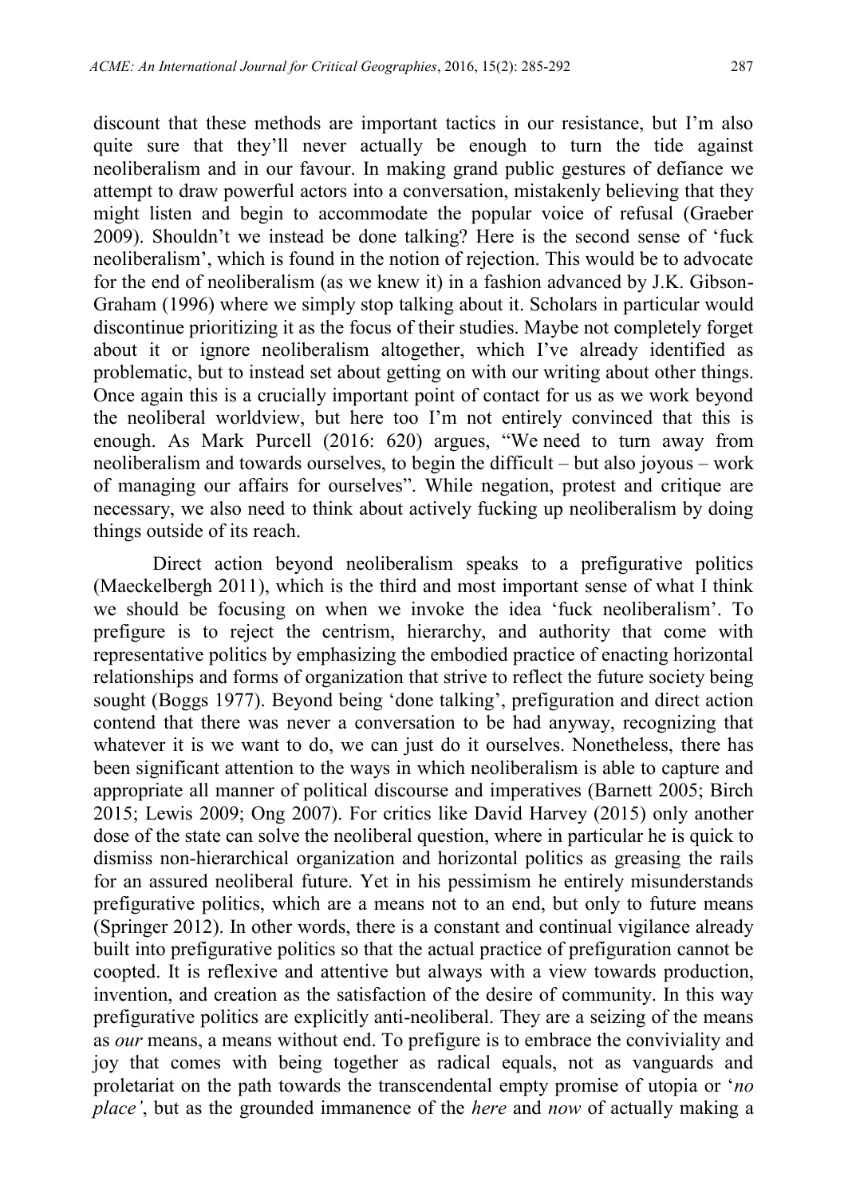discount that these methods are important tactics in our resistance, but I'm also quite sure that they'll never actually be enough to turn the tide against neoliberalism and in our favour. In making grand public gestures of defiance we attempt to draw powerful actors into a conversation, mistakenly believing that they might listen and begin to accommodate the popular voice of refusal (Graeber 2009). Shouldn't we instead be done talking? Here is the second sense of 'fuck neoliberalism', which is found in the notion of rejection. This would be to advocate for the end of neoliberalism (as we knew it) in a fashion advanced by J.K. Gibson-Graham (1996) where we simply stop talking about it. Scholars in particular would discontinue prioritizing it as the focus of their studies. Maybe not completely forget about it or ignore neoliberalism altogether, which I've already identified as problematic, but to instead set about getting on with our writing about other things. Once again this is a crucially important point of contact for us as we work beyond the neoliberal worldview, but here too I'm not entirely convinced that this is enough. As Mark Purcell (2016: 620) argues, "We need to turn away from neoliberalism and towards ourselves, to begin the difficult – but also joyous – work of managing our affairs for ourselves". While negation, protest and critique are necessary, we also need to think about actively fucking up neoliberalism by doing things outside of its reach.

Direct action beyond neoliberalism speaks to a prefigurative politics (Maeckelbergh 2011), which is the third and most important sense of what I think we should be focusing on when we invoke the idea 'fuck neoliberalism'. To prefigure is to reject the centrism, hierarchy, and authority that come with representative politics by emphasizing the embodied practice of enacting horizontal relationships and forms of organization that strive to reflect the future society being sought (Boggs 1977). Beyond being 'done talking', prefiguration and direct action contend that there was never a conversation to be had anyway, recognizing that whatever it is we want to do, we can just do it ourselves. Nonetheless, there has been significant attention to the ways in which neoliberalism is able to capture and appropriate all manner of political discourse and imperatives (Barnett 2005; Birch 2015; Lewis 2009; Ong 2007). For critics like David Harvey (2015) only another dose of the state can solve the neoliberal question, where in particular he is quick to dismiss non-hierarchical organization and horizontal politics as greasing the rails for an assured neoliberal future. Yet in his pessimism he entirely misunderstands prefigurative politics, which are a means not to an end, but only to future means (Springer 2012). In other words, there is a constant and continual vigilance already built into prefigurative politics so that the actual practice of prefiguration cannot be coopted. It is reflexive and attentive but always with a view towards production, invention, and creation as the satisfaction of the desire of community. In this way prefigurative politics are explicitly anti-neoliberal. They are a seizing of the means as *our* means, a means without end. To prefigure is to embrace the conviviality and joy that comes with being together as radical equals, not as vanguards and proletariat on the path towards the transcendental empty promise of utopia or '*no place'*, but as the grounded immanence of the *here* and *now* of actually making a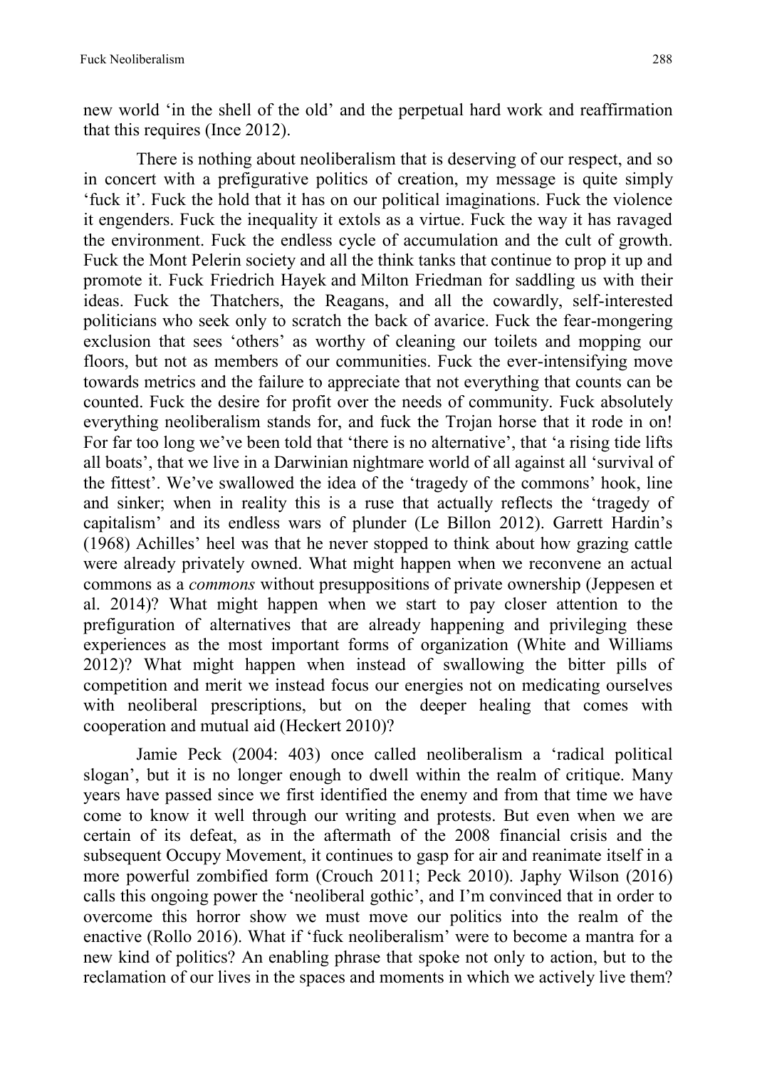new world 'in the shell of the old' and the perpetual hard work and reaffirmation that this requires (Ince 2012).

There is nothing about neoliberalism that is deserving of our respect, and so in concert with a prefigurative politics of creation, my message is quite simply 'fuck it'. Fuck the hold that it has on our political imaginations. Fuck the violence it engenders. Fuck the inequality it extols as a virtue. Fuck the way it has ravaged the environment. Fuck the endless cycle of accumulation and the cult of growth. Fuck the Mont Pelerin society and all the think tanks that continue to prop it up and promote it. Fuck Friedrich Hayek and Milton Friedman for saddling us with their ideas. Fuck the Thatchers, the Reagans, and all the cowardly, self-interested politicians who seek only to scratch the back of avarice. Fuck the fear-mongering exclusion that sees 'others' as worthy of cleaning our toilets and mopping our floors, but not as members of our communities. Fuck the ever-intensifying move towards metrics and the failure to appreciate that not everything that counts can be counted. Fuck the desire for profit over the needs of community. Fuck absolutely everything neoliberalism stands for, and fuck the Trojan horse that it rode in on! For far too long we've been told that 'there is no alternative', that 'a rising tide lifts all boats', that we live in a Darwinian nightmare world of all against all 'survival of the fittest'. We've swallowed the idea of the 'tragedy of the commons' hook, line and sinker; when in reality this is a ruse that actually reflects the 'tragedy of capitalism' and its endless wars of plunder (Le Billon 2012). Garrett Hardin's (1968) Achilles' heel was that he never stopped to think about how grazing cattle were already privately owned. What might happen when we reconvene an actual commons as a *commons* without presuppositions of private ownership (Jeppesen et al. 2014)? What might happen when we start to pay closer attention to the prefiguration of alternatives that are already happening and privileging these experiences as the most important forms of organization (White and Williams 2012)? What might happen when instead of swallowing the bitter pills of competition and merit we instead focus our energies not on medicating ourselves with neoliberal prescriptions, but on the deeper healing that comes with cooperation and mutual aid (Heckert 2010)?

Jamie Peck (2004: 403) once called neoliberalism a 'radical political slogan', but it is no longer enough to dwell within the realm of critique. Many years have passed since we first identified the enemy and from that time we have come to know it well through our writing and protests. But even when we are certain of its defeat, as in the aftermath of the 2008 financial crisis and the subsequent Occupy Movement, it continues to gasp for air and reanimate itself in a more powerful zombified form (Crouch 2011; Peck 2010). Japhy Wilson (2016) calls this ongoing power the 'neoliberal gothic', and I'm convinced that in order to overcome this horror show we must move our politics into the realm of the enactive (Rollo 2016). What if 'fuck neoliberalism' were to become a mantra for a new kind of politics? An enabling phrase that spoke not only to action, but to the reclamation of our lives in the spaces and moments in which we actively live them?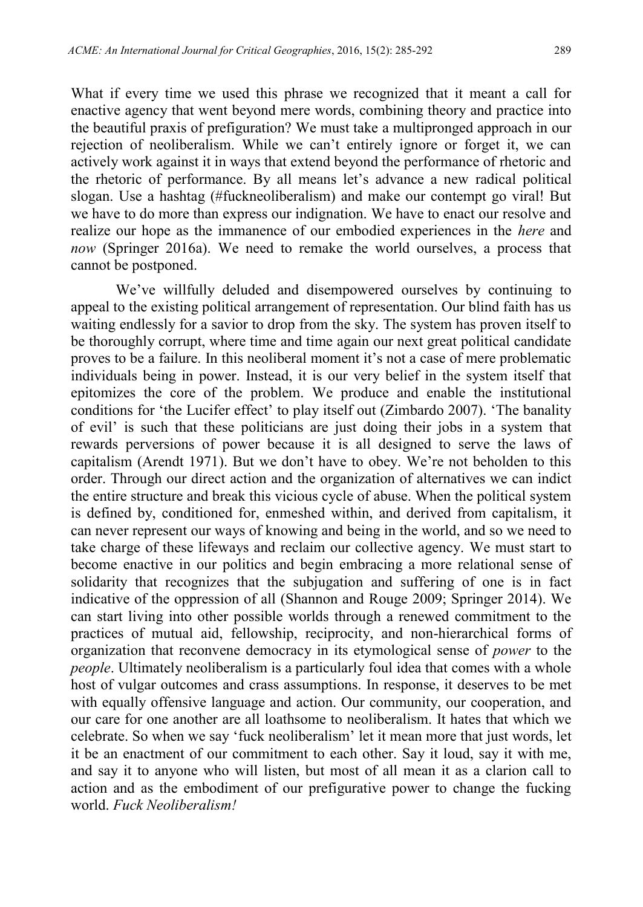What if every time we used this phrase we recognized that it meant a call for enactive agency that went beyond mere words, combining theory and practice into the beautiful praxis of prefiguration? We must take a multipronged approach in our rejection of neoliberalism. While we can't entirely ignore or forget it, we can actively work against it in ways that extend beyond the performance of rhetoric and the rhetoric of performance. By all means let's advance a new radical political slogan. Use a hashtag (#fuckneoliberalism) and make our contempt go viral! But we have to do more than express our indignation. We have to enact our resolve and realize our hope as the immanence of our embodied experiences in the *here* and *now* (Springer 2016a). We need to remake the world ourselves, a process that cannot be postponed.

We've willfully deluded and disempowered ourselves by continuing to appeal to the existing political arrangement of representation. Our blind faith has us waiting endlessly for a savior to drop from the sky. The system has proven itself to be thoroughly corrupt, where time and time again our next great political candidate proves to be a failure. In this neoliberal moment it's not a case of mere problematic individuals being in power. Instead, it is our very belief in the system itself that epitomizes the core of the problem. We produce and enable the institutional conditions for 'the Lucifer effect' to play itself out (Zimbardo 2007). 'The banality of evil' is such that these politicians are just doing their jobs in a system that rewards perversions of power because it is all designed to serve the laws of capitalism (Arendt 1971). But we don't have to obey. We're not beholden to this order. Through our direct action and the organization of alternatives we can indict the entire structure and break this vicious cycle of abuse. When the political system is defined by, conditioned for, enmeshed within, and derived from capitalism, it can never represent our ways of knowing and being in the world, and so we need to take charge of these lifeways and reclaim our collective agency. We must start to become enactive in our politics and begin embracing a more relational sense of solidarity that recognizes that the subjugation and suffering of one is in fact indicative of the oppression of all (Shannon and Rouge 2009; Springer 2014). We can start living into other possible worlds through a renewed commitment to the practices of mutual aid, fellowship, reciprocity, and non-hierarchical forms of organization that reconvene democracy in its etymological sense of *power* to the *people*. Ultimately neoliberalism is a particularly foul idea that comes with a whole host of vulgar outcomes and crass assumptions. In response, it deserves to be met with equally offensive language and action. Our community, our cooperation, and our care for one another are all loathsome to neoliberalism. It hates that which we celebrate. So when we say 'fuck neoliberalism' let it mean more that just words, let it be an enactment of our commitment to each other. Say it loud, say it with me, and say it to anyone who will listen, but most of all mean it as a clarion call to action and as the embodiment of our prefigurative power to change the fucking world. *Fuck Neoliberalism!*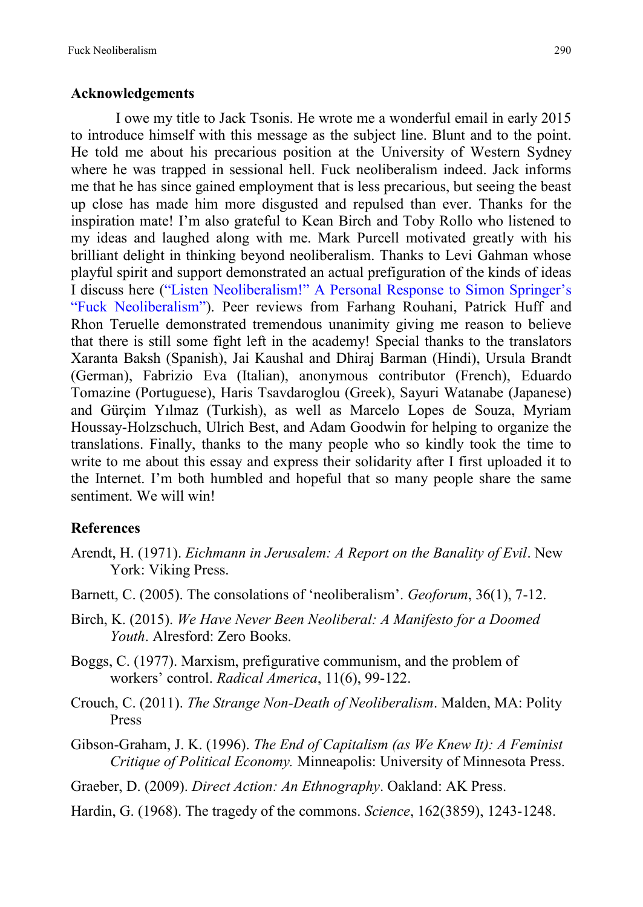## Acknowledgements

I owe my title to Jack Tsonis. He wrote me a wonderful email in early 2015 to introduce himself with this message as the subject line. Blunt and to the point. He told me about his precarious position at the University of Western Sydney where he was trapped in sessional hell. Fuck neoliberalism indeed. Jack informs me that he has since gained employment that is less precarious, but seeing the beast up close has made him more disgusted and repulsed than ever. Thanks for the inspiration mate! I'm also grateful to Kean Birch and Toby Rollo who listened to my ideas and laughed along with me. Mark Purcell motivated greatly with his brilliant delight in thinking beyond neoliberalism. Thanks to Levi Gahman whose playful spirit and support demonstrated an actual prefiguration of the kinds of ideas I discuss here ("Listen Neoliberalism!" A Personal Response to Simon Springer's "Fuck Neoliberalism"). Peer reviews from Farhang Rouhani, Patrick Huff and Rhon Teruelle demonstrated tremendous unanimity giving me reason to believe that there is still some fight left in the academy! Special thanks to the translators Xaranta Baksh (Spanish), Jai Kaushal and Dhiraj Barman (Hindi), Ursula Brandt (German), Fabrizio Eva (Italian), anonymous contributor (French), Eduardo Tomazine (Portuguese), Haris Tsavdaroglou (Greek), Sayuri Watanabe (Japanese) and Gürçim Yılmaz (Turkish), as well as Marcelo Lopes de Souza, Myriam Houssay-Holzschuch, Ulrich Best, and Adam Goodwin for helping to organize the translations. Finally, thanks to the many people who so kindly took the time to write to me about this essay and express their solidarity after I first uploaded it to the Internet. I'm both humbled and hopeful that so many people share the same sentiment. We will win!

## References

Arendt, H. (1971). *Eichmann in Jerusalem: A Report on the Banality of Evil*. New York: Viking Press.

Barnett, C. (2005). The consolations of 'neoliberalism'. *Geoforum*, 36(1), 7-12.

Birch, K. (2015). *We Have Never Been Neoliberal: A Manifesto for a Doomed Youth*. Alresford: Zero Books.

Boggs, C. (1977). Marxism, prefigurative communism, and the problem of workers' control. *Radical America*, 11(6), 99-122.

Crouch, C. (2011). *The Strange Non-Death of Neoliberalism*. Malden, MA: Polity Press

Gibson-Graham, J. K. (1996). *The End of Capitalism (as We Knew It): A Feminist Critique of Political Economy.* Minneapolis: University of Minnesota Press.

Graeber, D. (2009). *Direct Action: An Ethnography*. Oakland: AK Press.

Hardin, G. (1968). The tragedy of the commons. *Science*, 162(3859), 1243-1248.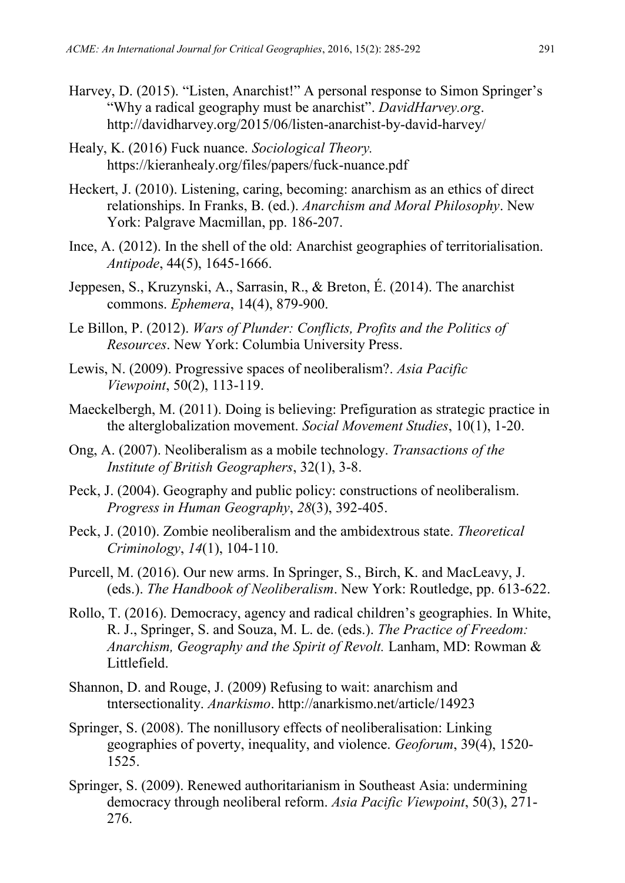Harvey, D. (2015). "Listen, Anarchist!" A personal response to Simon Springer's "Why a radical geography must be anarchist". *DavidHarvey.org*. http://davidharvey.org/2015/06/listen-anarchist-by-david-harvey/

Healy, K. (2016) Fuck nuance. *Sociological Theory.* https://kieranhealy.org/files/papers/fuck-nuance.pdf

Heckert, J. (2010). Listening, caring, becoming: anarchism as an ethics of direct relationships. In Franks, B. (ed.). *Anarchism and Moral Philosophy*. New York: Palgrave Macmillan, pp. 186-207.

Ince, A. (2012). In the shell of the old: Anarchist geographies of territorialisation. *Antipode*, 44(5), 1645-1666.

Jeppesen, S., Kruzynski, A., Sarrasin, R., & Breton, É. (2014). The anarchist commons. *Ephemera*, 14(4), 879-900.

Le Billon, P. (2012). *Wars of Plunder: Conflicts, Profits and the Politics of Resources*. New York: Columbia University Press.

Lewis, N. (2009). Progressive spaces of neoliberalism?. *Asia Pacific Viewpoint*, 50(2), 113-119.

Maeckelbergh, M. (2011). Doing is believing: Prefiguration as strategic practice in the alterglobalization movement. *Social Movement Studies*, 10(1), 1-20.

Ong, A. (2007). Neoliberalism as a mobile technology. *Transactions of the Institute of British Geographers*, 32(1), 3-8.

Peck, J. (2004). Geography and public policy: constructions of neoliberalism. *Progress in Human Geography*, *28*(3), 392-405.

Peck, J. (2010). Zombie neoliberalism and the ambidextrous state. *Theoretical Criminology*, *14*(1), 104-110.

Purcell, M. (2016). Our new arms. In Springer, S., Birch, K. and MacLeavy, J. (eds.). *The Handbook of Neoliberalism*. New York: Routledge, pp. 613-622.

Rollo, T. (2016). Democracy, agency and radical children's geographies. In White, R. J., Springer, S. and Souza, M. L. de. (eds.). *The Practice of Freedom: Anarchism, Geography and the Spirit of Revolt.* Lanham, MD: Rowman & Littlefield.

Shannon, D. and Rouge, J. (2009) Refusing to wait: anarchism and tntersectionality. *Anarkismo*. http://anarkismo.net/article/14923

Springer, S. (2008). The nonillusory effects of neoliberalisation: Linking geographies of poverty, inequality, and violence. *Geoforum*, 39(4), 1520-1525.

Springer, S. (2009). Renewed authoritarianism in Southeast Asia: undermining democracy through neoliberal reform. *Asia Pacific Viewpoint*, 50(3), 271-276.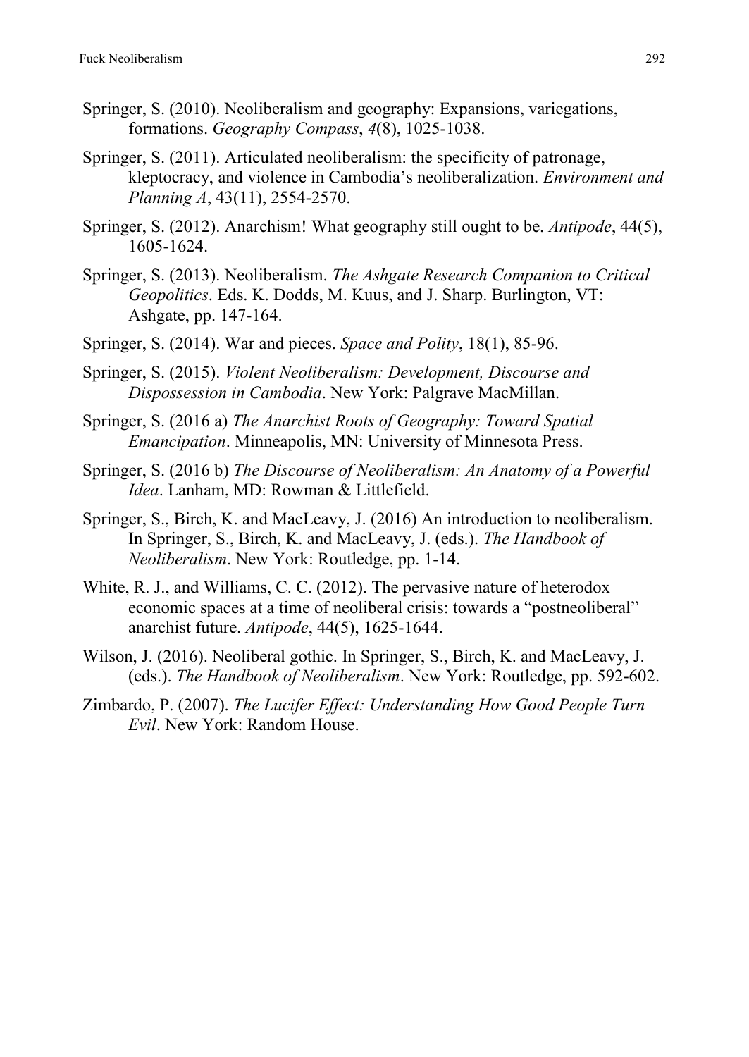Springer, S. (2010). Neoliberalism and geography: Expansions, variegations, formations. *Geography Compass*, *4*(8), 1025-1038.

Springer, S. (2011). Articulated neoliberalism: the specificity of patronage, kleptocracy, and violence in Cambodia's neoliberalization. *Environment and Planning A*, 43(11), 2554-2570.

Springer, S. (2012). Anarchism! What geography still ought to be. *Antipode*, 44(5), 1605-1624.

Springer, S. (2013). Neoliberalism. *The Ashgate Research Companion to Critical Geopolitics*. Eds. K. Dodds, M. Kuus, and J. Sharp. Burlington, VT: Ashgate, pp. 147-164.

Springer, S. (2014). War and pieces. *Space and Polity*, 18(1), 85-96.

Springer, S. (2015). *Violent Neoliberalism: Development, Discourse and Dispossession in Cambodia*. New York: Palgrave MacMillan.

Springer, S. (2016 a) *The Anarchist Roots of Geography: Toward Spatial Emancipation*. Minneapolis, MN: University of Minnesota Press.

Springer, S. (2016 b) *The Discourse of Neoliberalism: An Anatomy of a Powerful Idea*. Lanham, MD: Rowman & Littlefield.

Springer, S., Birch, K. and MacLeavy, J. (2016) An introduction to neoliberalism. In Springer, S., Birch, K. and MacLeavy, J. (eds.). *The Handbook of Neoliberalism*. New York: Routledge, pp. 1-14.

White, R. J., and Williams, C. C. (2012). The pervasive nature of heterodox economic spaces at a time of neoliberal crisis: towards a "postneoliberal" anarchist future. *Antipode*, 44(5), 1625-1644.

Wilson, J. (2016). Neoliberal gothic. In Springer, S., Birch, K. and MacLeavy, J. (eds.). *The Handbook of Neoliberalism*. New York: Routledge, pp. 592-602.

Zimbardo, P. (2007). *The Lucifer Effect: Understanding How Good People Turn Evil*. New York: Random House.